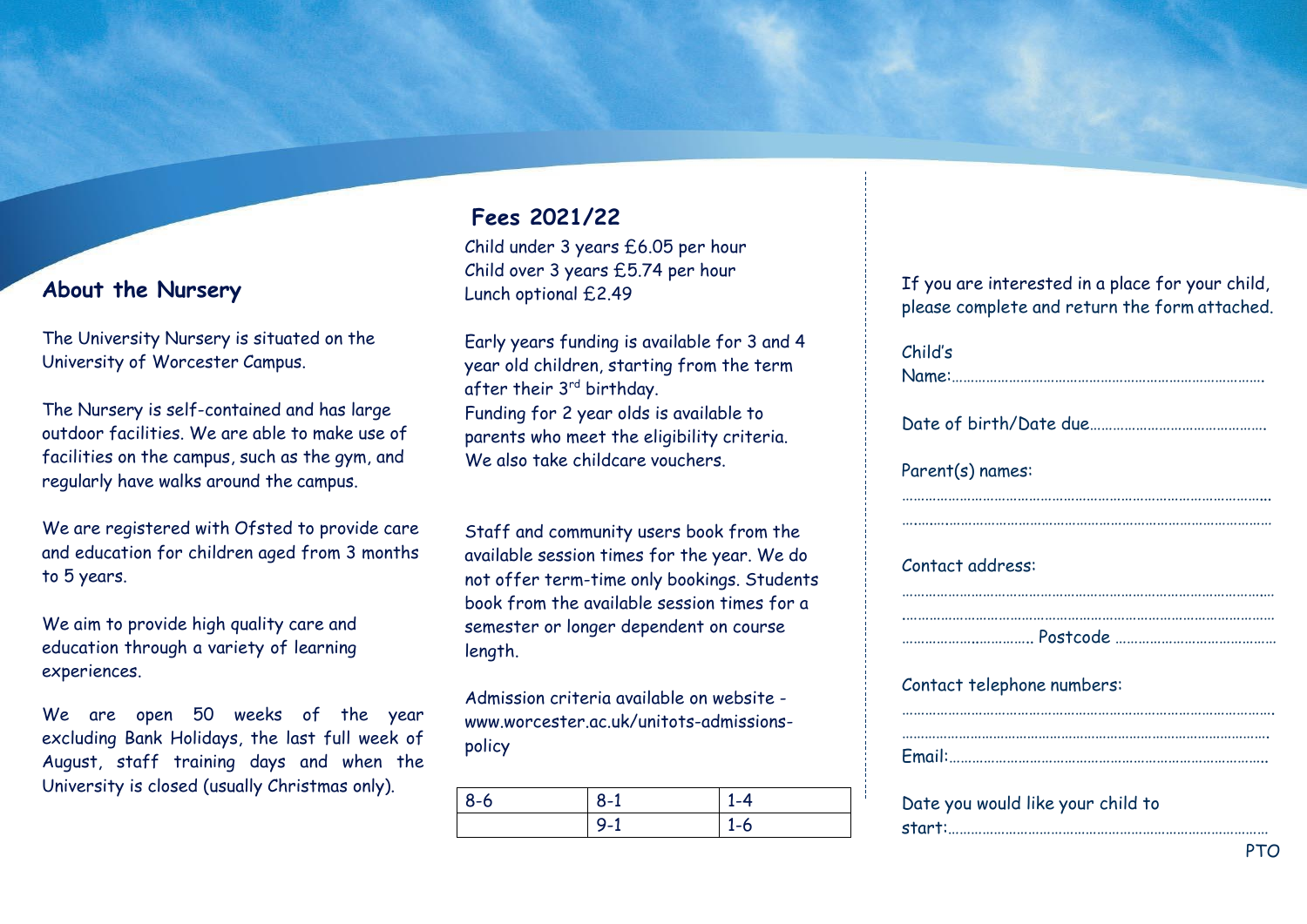## About the Nursery

The University Nursery is situated on the University of Worcester Campus.

The Nursery is self-contained and has large outdoor facilities. We are able to make use of facilities on the campus, such as the gym, and regularly have walks around the campus.

We are registered with Ofsted to provide care and education for children aged from 3 months to 5 years.

We aim to provide high quality care and education through a variety of learning experiences.

We are open 50 weeks of the year excluding Bank Holidays, the last full week of August, staff training days and when the University is closed (usually Christmas only).

## Fees 2021/22

Child under 3 years £6.05 per hour
Child over 3 years £5.74 per hour
Lunch optional £2.49

Early years funding is available for 3 and 4 year old children, starting from the term after their 3rd birthday.
Funding for 2 year olds is available to parents who meet the eligibility criteria.
We also take childcare vouchers.

Staff and community users book from the available session times for the year. We do not offer term-time only bookings. Students book from the available session times for a semester or longer dependent on course length.

Admission criteria available on website - www.worcester.ac.uk/unitots-admissions-policy

| 8-6 | 8-1 | 1-4 |
|---|---|---|
| | 9-1 | 1-6 |

If you are interested in a place for your child, please complete and return the form attached.

Child's Name:…………………………………………………………………………

Date of birth/Date due………………………………………

Parent(s) names:

…………………………………………………………………………………………

…………………………………………………………………………………………

Contact address:

…………………………………………………………………………………………

…………………………………………………………………………………………

……………………………. Postcode ……………………………………

Contact telephone numbers:

…………………………………………………………………………………………

…………………………………………………………………………………………

Email:…………………………………………………………………………

Date you would like your child to start:…………………………………………………………………………

PTO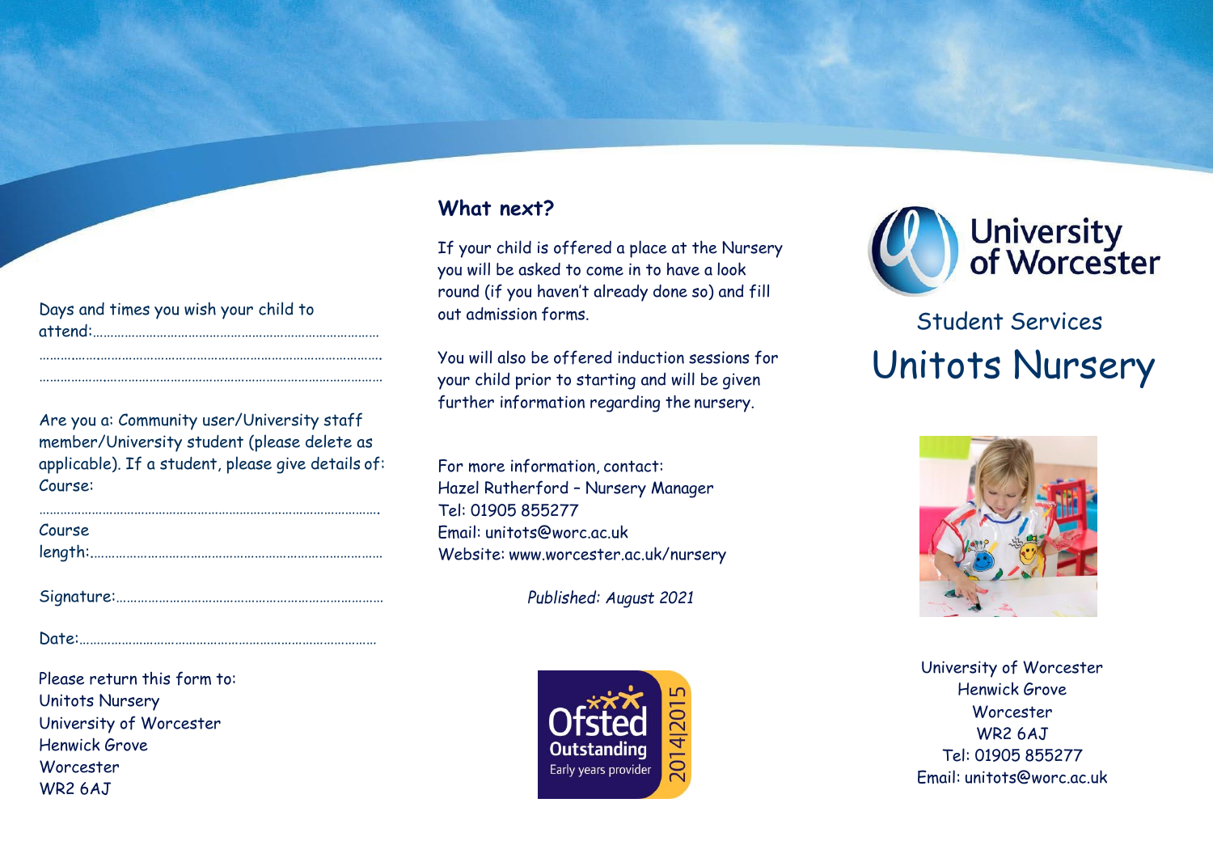Days and times you wish your child to attend:……………………………………………………………………

…………………………………………………………………………………….

…………………………………………………………………………………….

Are you a: Community user/University staff member/University student (please delete as applicable). If a student, please give details of: Course:

…………………………………………………………………………………….

Course length:………………………………………………………………………

Signature:…………………………………………………………………

Date:…………………………………………………………………………

Please return this form to:
Unitots Nursery
University of Worcester
Henwick Grove
Worcester
WR2 6AJ

## What next?

If your child is offered a place at the Nursery you will be asked to come in to have a look round (if you haven't already done so) and fill out admission forms.

You will also be offered induction sessions for your child prior to starting and will be given further information regarding the nursery.

For more information, contact:
Hazel Rutherford – Nursery Manager
Tel: 01905 855277
Email: unitots@worc.ac.uk
Website: www.worcester.ac.uk/nursery

*Published: August 2021*

Ofsted Outstanding Early years provider 2014|2015

University of Worcester

Student Services

# Unitots Nursery

University of Worcester
Henwick Grove
Worcester
WR2 6AJ
Tel: 01905 855277
Email: unitots@worc.ac.uk